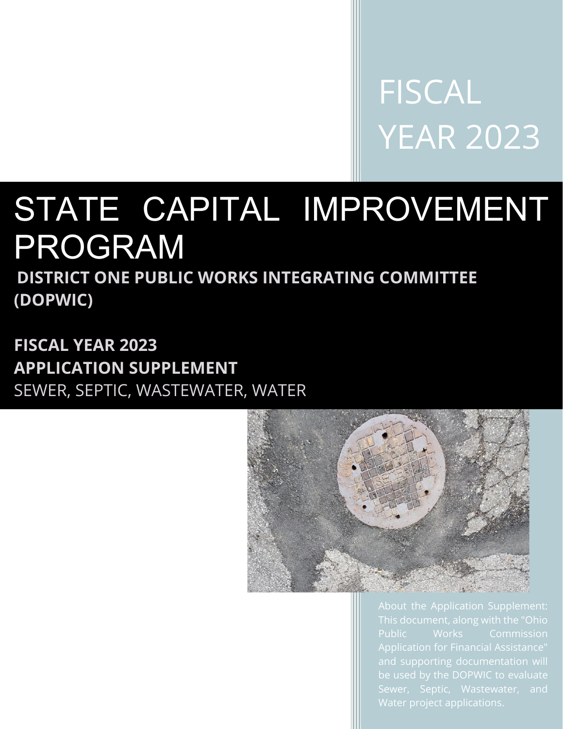FISCAL YEAR 2023

# STATE CAPITAL IMPROVEMENT PROGRAM

## DISTRICT ONE PUBLIC WORKS INTEGRATING COMMITTEE (DOPWIC)

**FISCAL YEAR 2023**
**APPLICATION SUPPLEMENT**
SEWER, SEPTIC, WASTEWATER, WATER

About the Application Supplement: This document, along with the "Ohio Public Works Commission Application for Financial Assistance" and supporting documentation will be used by the DOPWIC to evaluate Sewer, Septic, Wastewater, and Water project applications.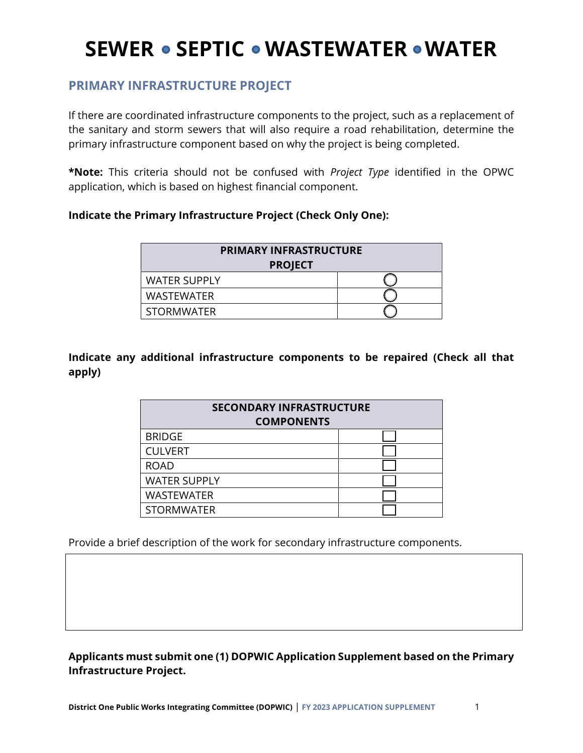# SEWER • SEPTIC • WASTEWATER • WATER

## PRIMARY INFRASTRUCTURE PROJECT

If there are coordinated infrastructure components to the project, such as a replacement of the sanitary and storm sewers that will also require a road rehabilitation, determine the primary infrastructure component based on why the project is being completed.

***Note:** This criteria should not be confused with *Project Type* identified in the OPWC application, which is based on highest financial component.

**Indicate the Primary Infrastructure Project (Check Only One):**

| PRIMARY INFRASTRUCTURE PROJECT | |
|---|---|
| WATER SUPPLY | ○ |
| WASTEWATER | ○ |
| STORMWATER | ○ |

**Indicate any additional infrastructure components to be repaired (Check all that apply)**

| SECONDARY INFRASTRUCTURE COMPONENTS | |
|---|---|
| BRIDGE | ☐ |
| CULVERT | ☐ |
| ROAD | ☐ |
| WATER SUPPLY | ☐ |
| WASTEWATER | ☐ |
| STORMWATER | ☐ |

Provide a brief description of the work for secondary infrastructure components.

**Applicants must submit one (1) DOPWIC Application Supplement based on the Primary Infrastructure Project.**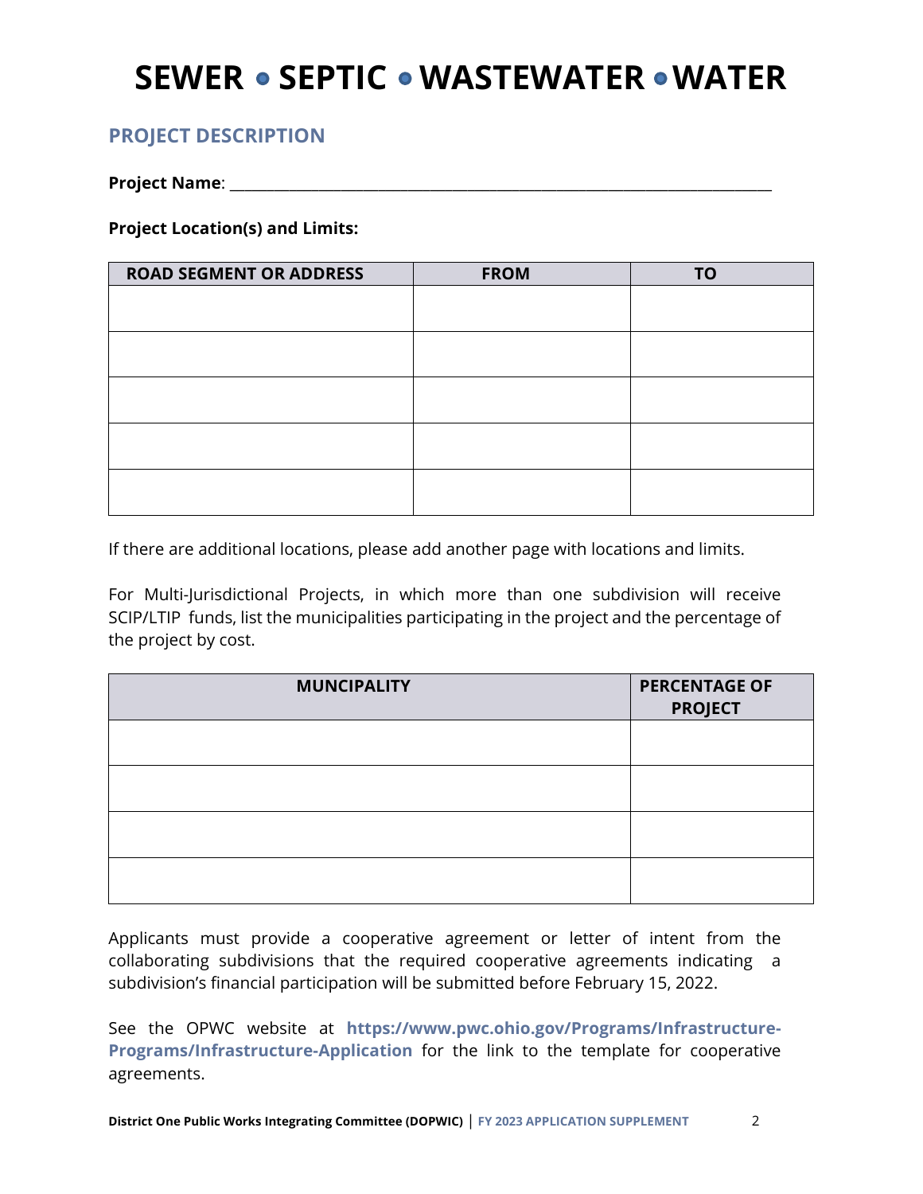# SEWER • SEPTIC • WASTEWATER • WATER

## PROJECT DESCRIPTION

**Project Name**: ___________________________________________________________________________

**Project Location(s) and Limits:**

| ROAD SEGMENT OR ADDRESS | FROM | TO |
| --- | --- | --- |
| | | |
| | | |
| | | |
| | | |
| | | |

If there are additional locations, please add another page with locations and limits.

For Multi-Jurisdictional Projects, in which more than one subdivision will receive SCIP/LTIP funds, list the municipalities participating in the project and the percentage of the project by cost.

| MUNCIPALITY | PERCENTAGE OF PROJECT |
| --- | --- |
| | |
| | |
| | |
| | |

Applicants must provide a cooperative agreement or letter of intent from the collaborating subdivisions that the required cooperative agreements indicating a subdivision's financial participation will be submitted before February 15, 2022.

See the OPWC website at **https://www.pwc.ohio.gov/Programs/Infrastructure-Programs/Infrastructure-Application** for the link to the template for cooperative agreements.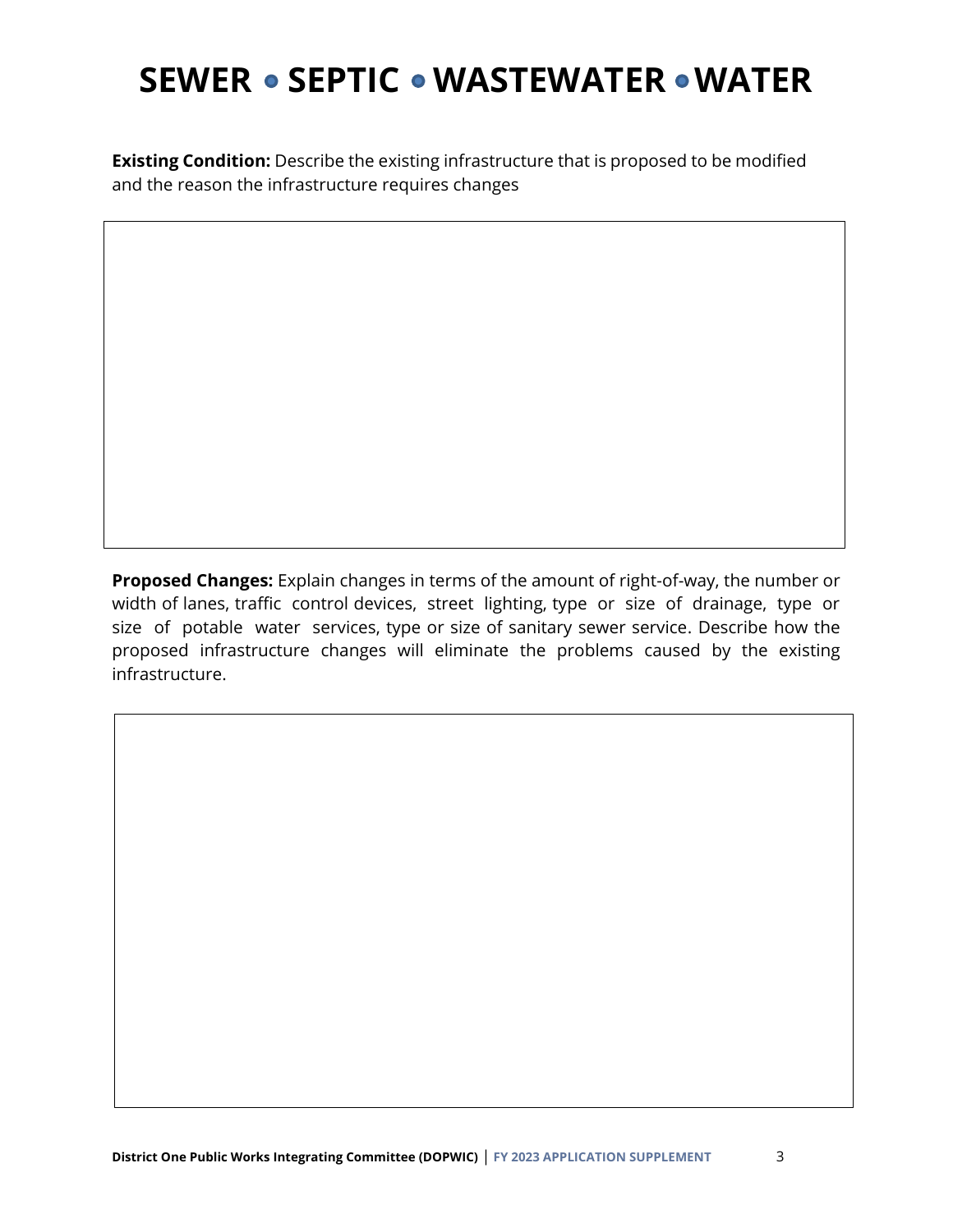# SEWER • SEPTIC • WASTEWATER • WATER

**Existing Condition:** Describe the existing infrastructure that is proposed to be modified and the reason the infrastructure requires changes

**Proposed Changes:** Explain changes in terms of the amount of right-of-way, the number or width of lanes, traffic control devices, street lighting, type or size of drainage, type or size of potable water services, type or size of sanitary sewer service. Describe how the proposed infrastructure changes will eliminate the problems caused by the existing infrastructure.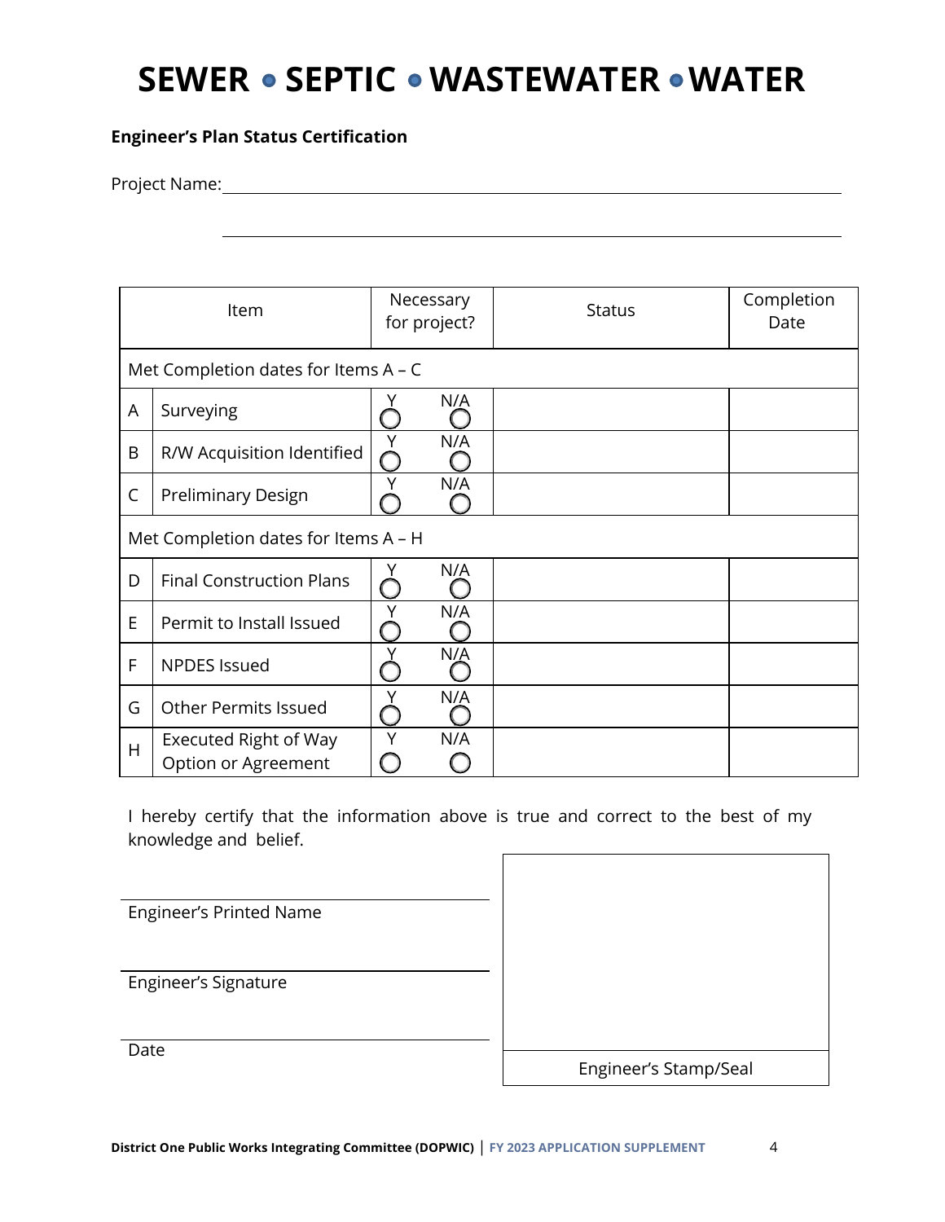# SEWER • SEPTIC • WASTEWATER • WATER

**Engineer's Plan Status Certification**

Project Name: ____________________________________________

____________________________________________

| | Item | Necessary for project? | Status | Completion Date |
|---|---|---|---|---|
| Met Completion dates for Items A – C | | | | |
| A | Surveying | Y ◯ N/A ◯ | | |
| B | R/W Acquisition Identified | Y ◯ N/A ◯ | | |
| C | Preliminary Design | Y ◯ N/A ◯ | | |
| Met Completion dates for Items A – H | | | | |
| D | Final Construction Plans | Y ◯ N/A ◯ | | |
| E | Permit to Install Issued | Y ◯ N/A ◯ | | |
| F | NPDES Issued | Y ◯ N/A ◯ | | |
| G | Other Permits Issued | Y ◯ N/A ◯ | | |
| H | Executed Right of Way Option or Agreement | Y ◯ N/A ◯ | | |

I hereby certify that the information above is true and correct to the best of my knowledge and belief.

____________________________________________
Engineer's Printed Name

____________________________________________
Engineer's Signature

____________________________________________
Date

Engineer's Stamp/Seal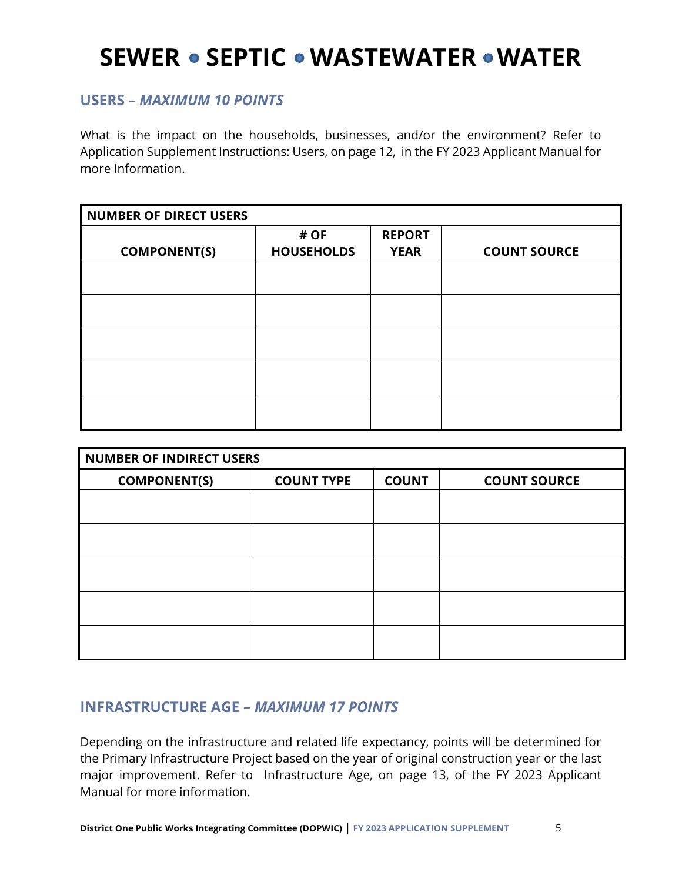# SEWER • SEPTIC • WASTEWATER • WATER

## USERS – *MAXIMUM 10 POINTS*

What is the impact on the households, businesses, and/or the environment? Refer to Application Supplement Instructions: Users, on page 12, in the FY 2023 Applicant Manual for more Information.

| NUMBER OF DIRECT USERS | | | |
|---|---|---|---|
| COMPONENT(S) | # OF HOUSEHOLDS | REPORT YEAR | COUNT SOURCE |
| | | | |
| | | | |
| | | | |
| | | | |
| | | | |

| NUMBER OF INDIRECT USERS | | | |
|---|---|---|---|
| COMPONENT(S) | COUNT TYPE | COUNT | COUNT SOURCE |
| | | | |
| | | | |
| | | | |
| | | | |
| | | | |

## INFRASTRUCTURE AGE – *MAXIMUM 17 POINTS*

Depending on the infrastructure and related life expectancy, points will be determined for the Primary Infrastructure Project based on the year of original construction year or the last major improvement. Refer to Infrastructure Age, on page 13, of the FY 2023 Applicant Manual for more information.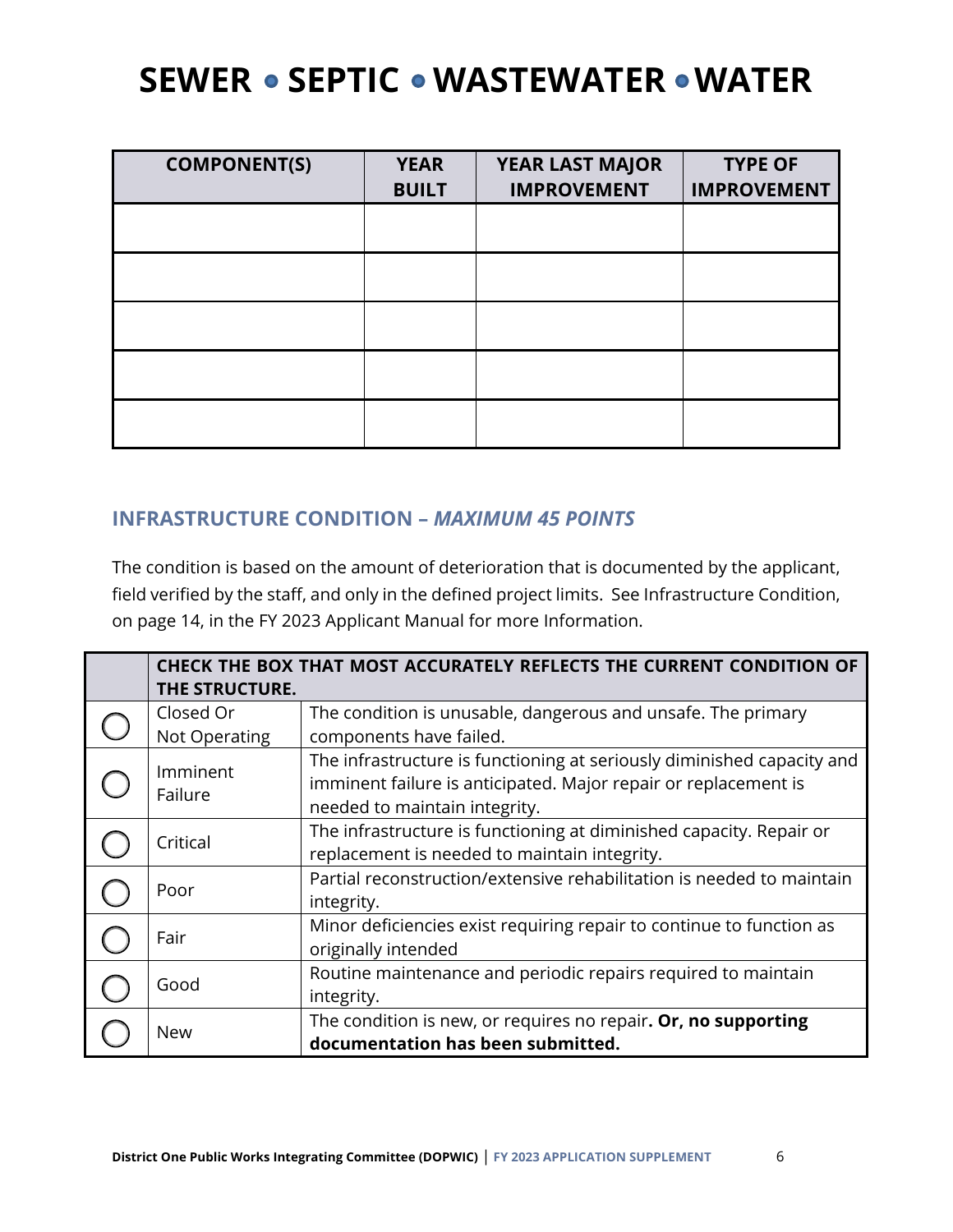# SEWER • SEPTIC • WASTEWATER • WATER

| COMPONENT(S) | YEAR BUILT | YEAR LAST MAJOR IMPROVEMENT | TYPE OF IMPROVEMENT |
|---|---|---|---|
| | | | |
| | | | |
| | | | |
| | | | |
| | | | |

## INFRASTRUCTURE CONDITION – *MAXIMUM 45 POINTS*

The condition is based on the amount of deterioration that is documented by the applicant, field verified by the staff, and only in the defined project limits. See Infrastructure Condition, on page 14, in the FY 2023 Applicant Manual for more Information.

| | **CHECK THE BOX THAT MOST ACCURATELY REFLECTS THE CURRENT CONDITION OF THE STRUCTURE.** | |
|---|---|---|
| ◯ | Closed Or Not Operating | The condition is unusable, dangerous and unsafe. The primary components have failed. |
| ◯ | Imminent Failure | The infrastructure is functioning at seriously diminished capacity and imminent failure is anticipated. Major repair or replacement is needed to maintain integrity. |
| ◯ | Critical | The infrastructure is functioning at diminished capacity. Repair or replacement is needed to maintain integrity. |
| ◯ | Poor | Partial reconstruction/extensive rehabilitation is needed to maintain integrity. |
| ◯ | Fair | Minor deficiencies exist requiring repair to continue to function as originally intended |
| ◯ | Good | Routine maintenance and periodic repairs required to maintain integrity. |
| ◯ | New | The condition is new, or requires no repair**. Or, no supporting documentation has been submitted.** |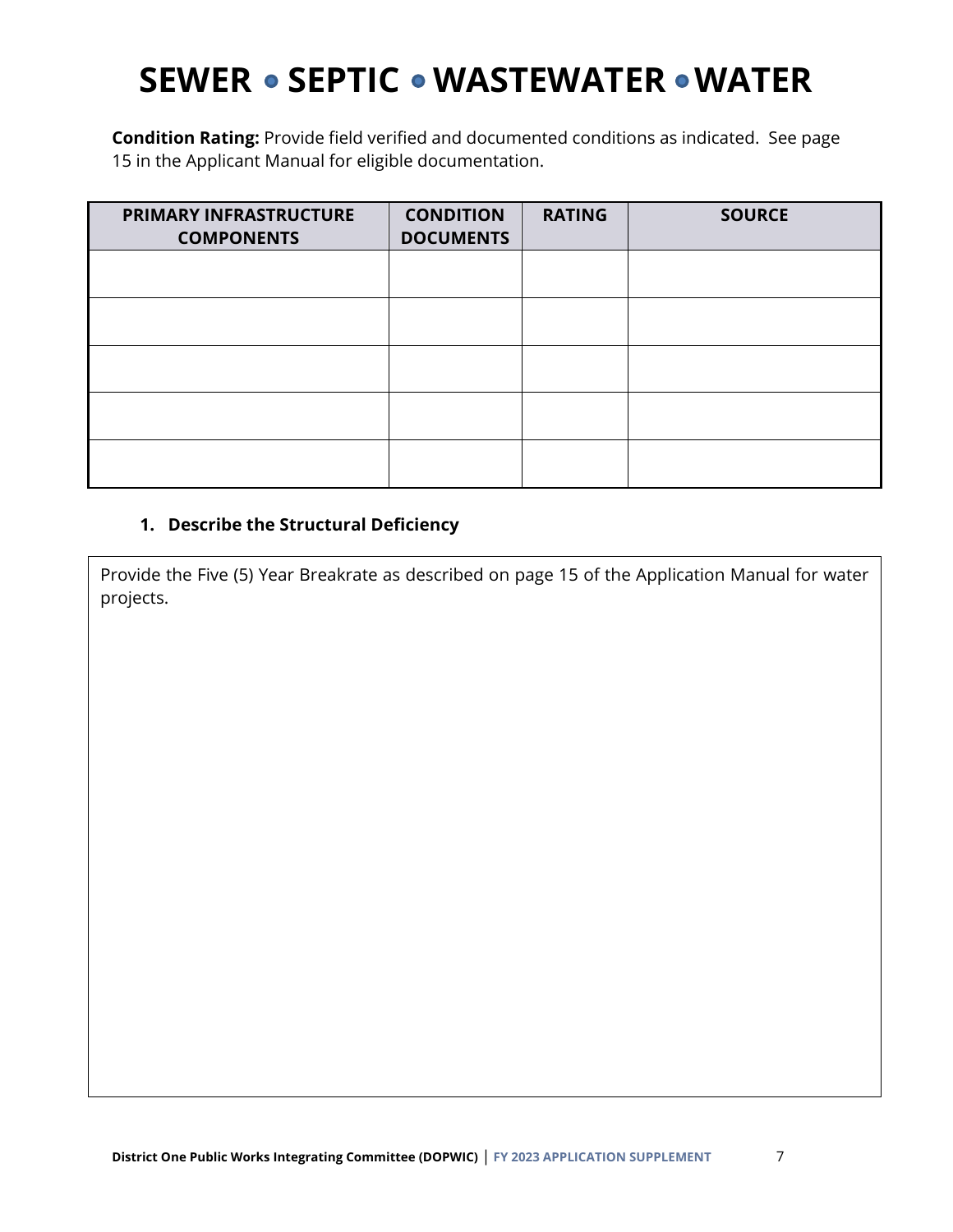# SEWER • SEPTIC • WASTEWATER • WATER

**Condition Rating:** Provide field verified and documented conditions as indicated. See page 15 in the Applicant Manual for eligible documentation.

| PRIMARY INFRASTRUCTURE COMPONENTS | CONDITION DOCUMENTS | RATING | SOURCE |
| --- | --- | --- | --- |
| | | | |
| | | | |
| | | | |
| | | | |
| | | | |

1. **Describe the Structural Deficiency**

Provide the Five (5) Year Breakrate as described on page 15 of the Application Manual for water projects.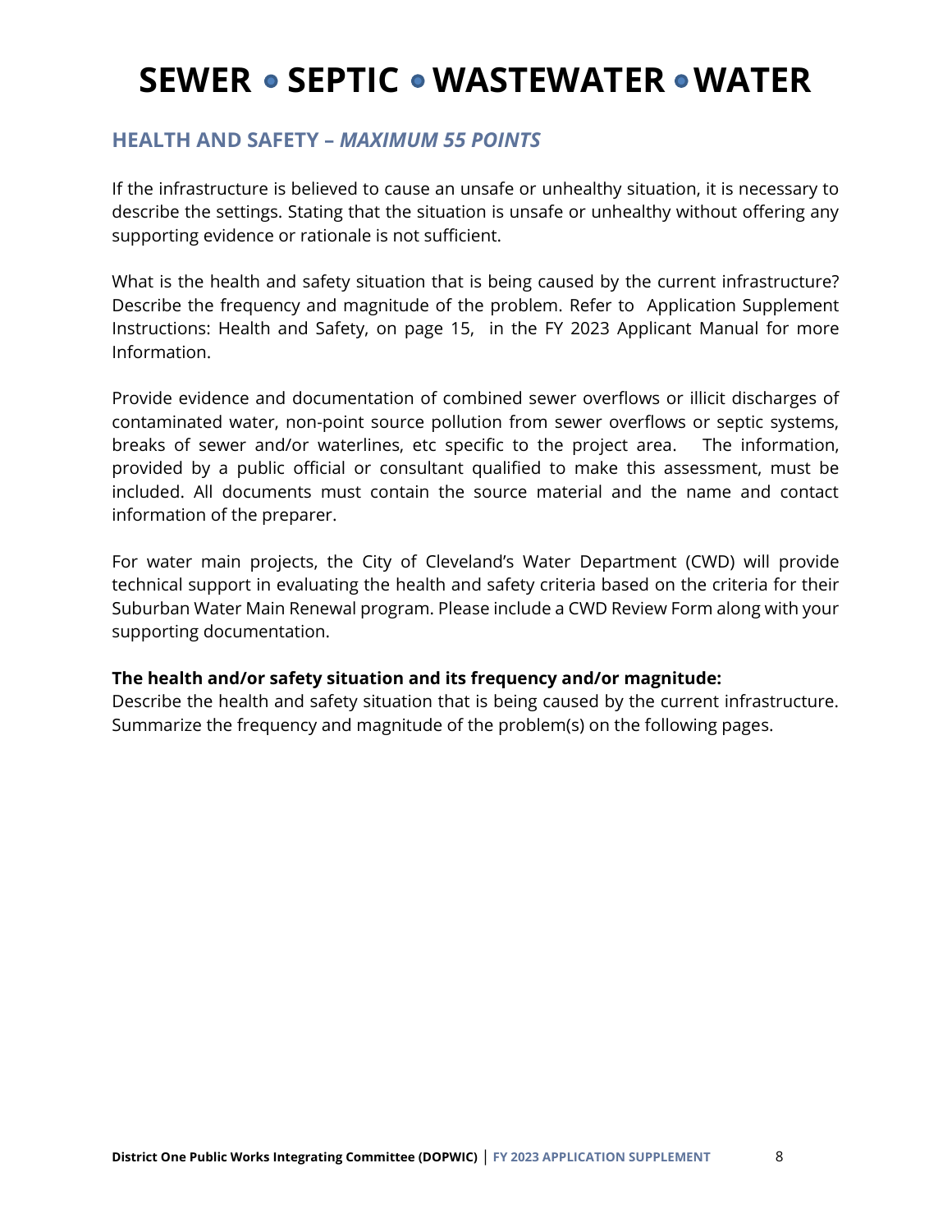# SEWER • SEPTIC • WASTEWATER • WATER

## HEALTH AND SAFETY – *MAXIMUM 55 POINTS*

If the infrastructure is believed to cause an unsafe or unhealthy situation, it is necessary to describe the settings. Stating that the situation is unsafe or unhealthy without offering any supporting evidence or rationale is not sufficient.

What is the health and safety situation that is being caused by the current infrastructure? Describe the frequency and magnitude of the problem. Refer to Application Supplement Instructions: Health and Safety, on page 15, in the FY 2023 Applicant Manual for more Information.

Provide evidence and documentation of combined sewer overflows or illicit discharges of contaminated water, non-point source pollution from sewer overflows or septic systems, breaks of sewer and/or waterlines, etc specific to the project area. The information, provided by a public official or consultant qualified to make this assessment, must be included. All documents must contain the source material and the name and contact information of the preparer.

For water main projects, the City of Cleveland's Water Department (CWD) will provide technical support in evaluating the health and safety criteria based on the criteria for their Suburban Water Main Renewal program. Please include a CWD Review Form along with your supporting documentation.

**The health and/or safety situation and its frequency and/or magnitude:**
Describe the health and safety situation that is being caused by the current infrastructure. Summarize the frequency and magnitude of the problem(s) on the following pages.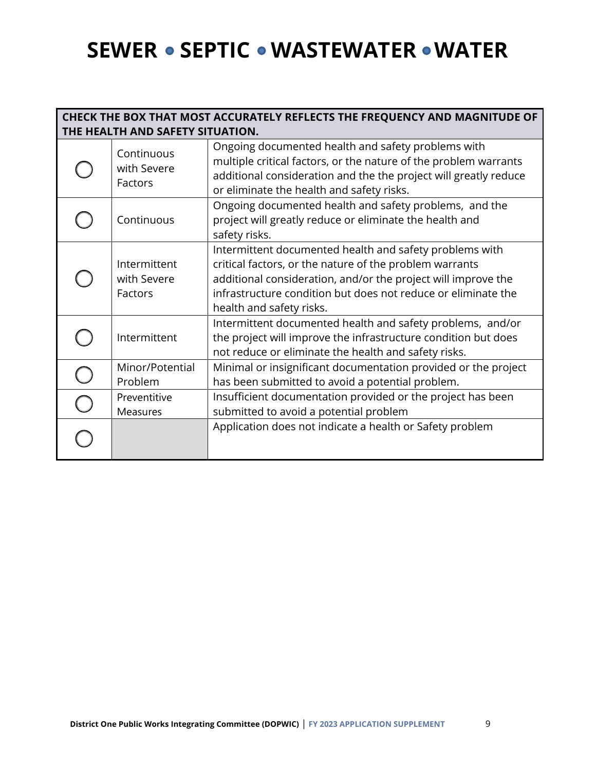# SEWER • SEPTIC • WASTEWATER • WATER

| CHECK THE BOX THAT MOST ACCURATELY REFLECTS THE FREQUENCY AND MAGNITUDE OF THE HEALTH AND SAFETY SITUATION. | | |
|---|---|---|
| ◯ | Continuous with Severe Factors | Ongoing documented health and safety problems with multiple critical factors, or the nature of the problem warrants additional consideration and the the project will greatly reduce or eliminate the health and safety risks. |
| ◯ | Continuous | Ongoing documented health and safety problems, and the project will greatly reduce or eliminate the health and safety risks. |
| ◯ | Intermittent with Severe Factors | Intermittent documented health and safety problems with critical factors, or the nature of the problem warrants additional consideration, and/or the project will improve the infrastructure condition but does not reduce or eliminate the health and safety risks. |
| ◯ | Intermittent | Intermittent documented health and safety problems, and/or the project will improve the infrastructure condition but does not reduce or eliminate the health and safety risks. |
| ◯ | Minor/Potential Problem | Minimal or insignificant documentation provided or the project has been submitted to avoid a potential problem. |
| ◯ | Preventitive Measures | Insufficient documentation provided or the project has been submitted to avoid a potential problem |
| ◯ | | Application does not indicate a health or Safety problem |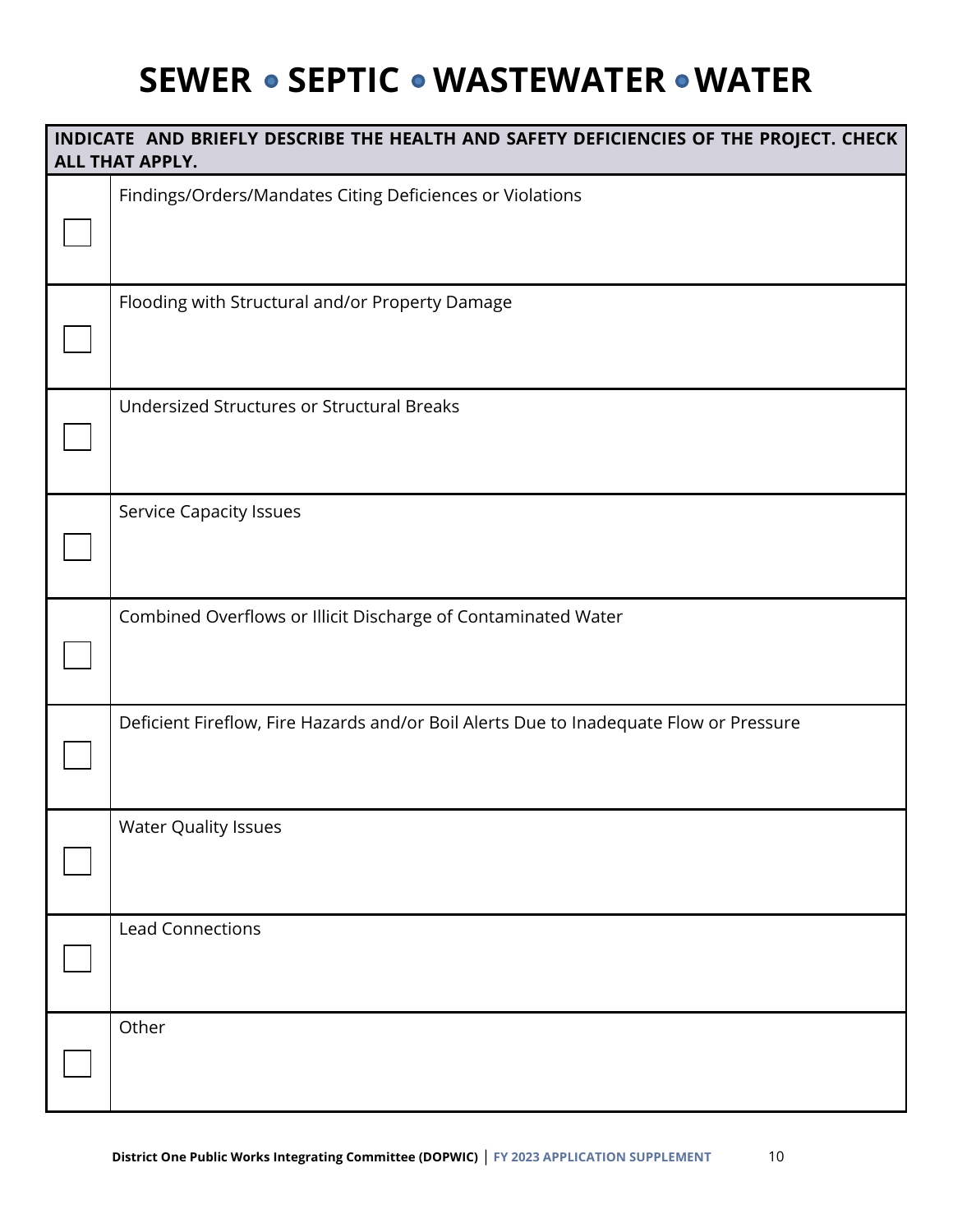# SEWER • SEPTIC • WASTEWATER • WATER

| INDICATE AND BRIEFLY DESCRIBE THE HEALTH AND SAFETY DEFICIENCIES OF THE PROJECT. CHECK ALL THAT APPLY. | |
|---|---|
| ☐ | Findings/Orders/Mandates Citing Deficiences or Violations |
| ☐ | Flooding with Structural and/or Property Damage |
| ☐ | Undersized Structures or Structural Breaks |
| ☐ | Service Capacity Issues |
| ☐ | Combined Overflows or Illicit Discharge of Contaminated Water |
| ☐ | Deficient Fireflow, Fire Hazards and/or Boil Alerts Due to Inadequate Flow or Pressure |
| ☐ | Water Quality Issues |
| ☐ | Lead Connections |
| ☐ | Other |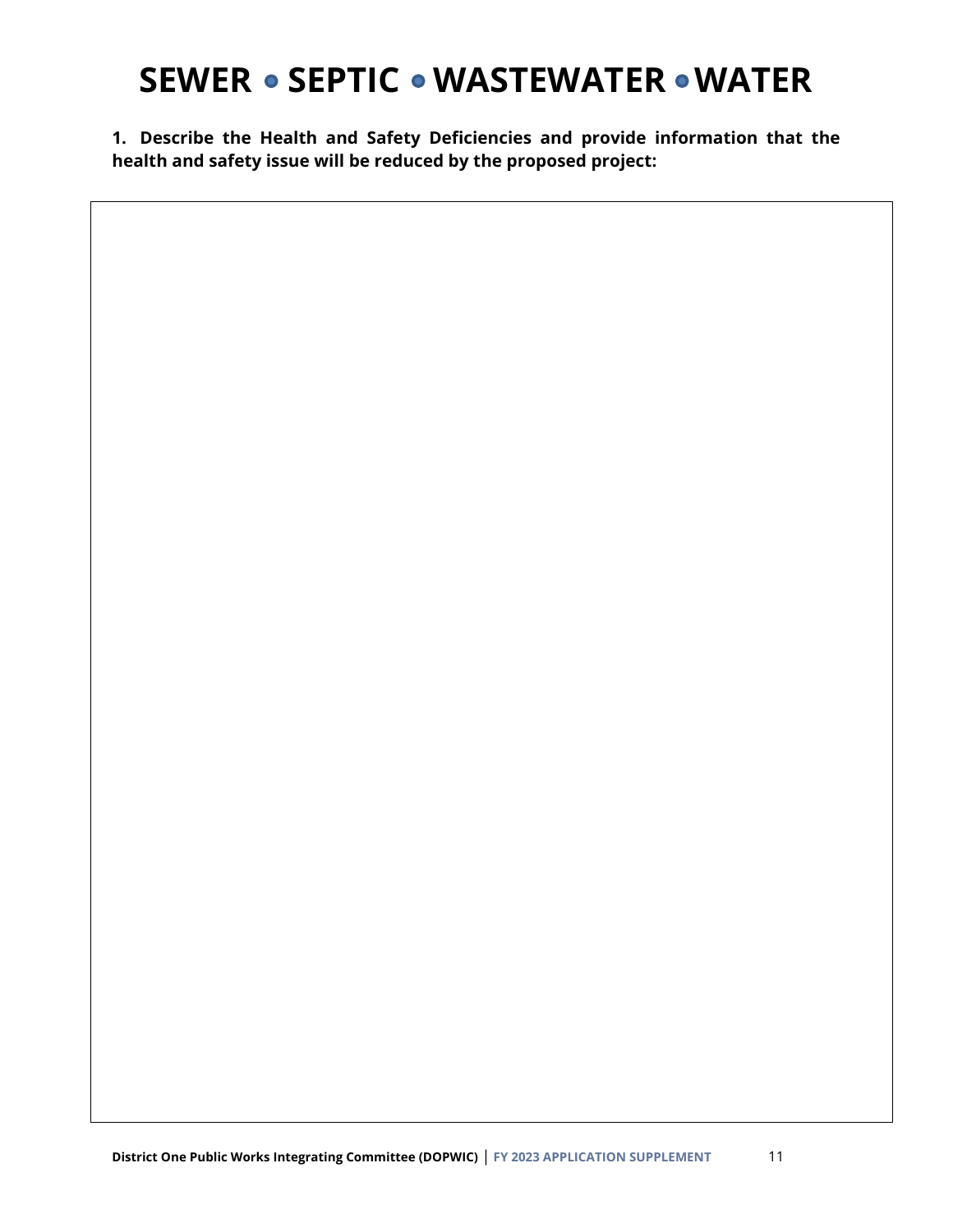# SEWER • SEPTIC • WASTEWATER • WATER

**1. Describe the Health and Safety Deficiencies and provide information that the health and safety issue will be reduced by the proposed project:**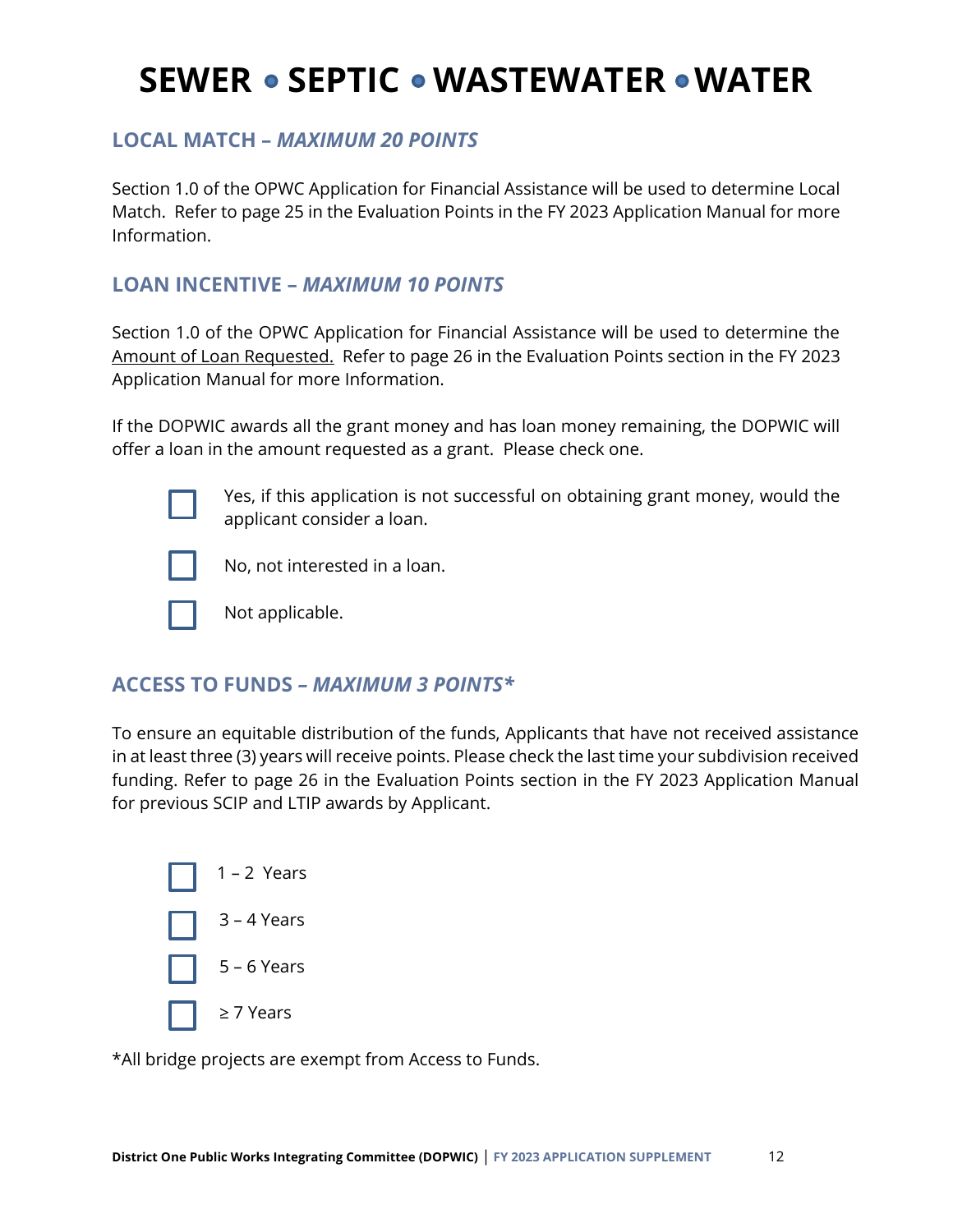# SEWER • SEPTIC • WASTEWATER • WATER

## LOCAL MATCH – *MAXIMUM 20 POINTS*

Section 1.0 of the OPWC Application for Financial Assistance will be used to determine Local Match. Refer to page 25 in the Evaluation Points in the FY 2023 Application Manual for more Information.

## LOAN INCENTIVE – *MAXIMUM 10 POINTS*

Section 1.0 of the OPWC Application for Financial Assistance will be used to determine the <u>Amount of Loan Requested.</u> Refer to page 26 in the Evaluation Points section in the FY 2023 Application Manual for more Information.

If the DOPWIC awards all the grant money and has loan money remaining, the DOPWIC will offer a loan in the amount requested as a grant. Please check one.

- ☐ Yes, if this application is not successful on obtaining grant money, would the applicant consider a loan.
- ☐ No, not interested in a loan.
- ☐ Not applicable.

## ACCESS TO FUNDS – *MAXIMUM 3 POINTS**

To ensure an equitable distribution of the funds, Applicants that have not received assistance in at least three (3) years will receive points. Please check the last time your subdivision received funding. Refer to page 26 in the Evaluation Points section in the FY 2023 Application Manual for previous SCIP and LTIP awards by Applicant.

- ☐ 1 – 2 Years
- ☐ 3 – 4 Years
- ☐ 5 – 6 Years
- ☐ ≥ 7 Years

*All bridge projects are exempt from Access to Funds.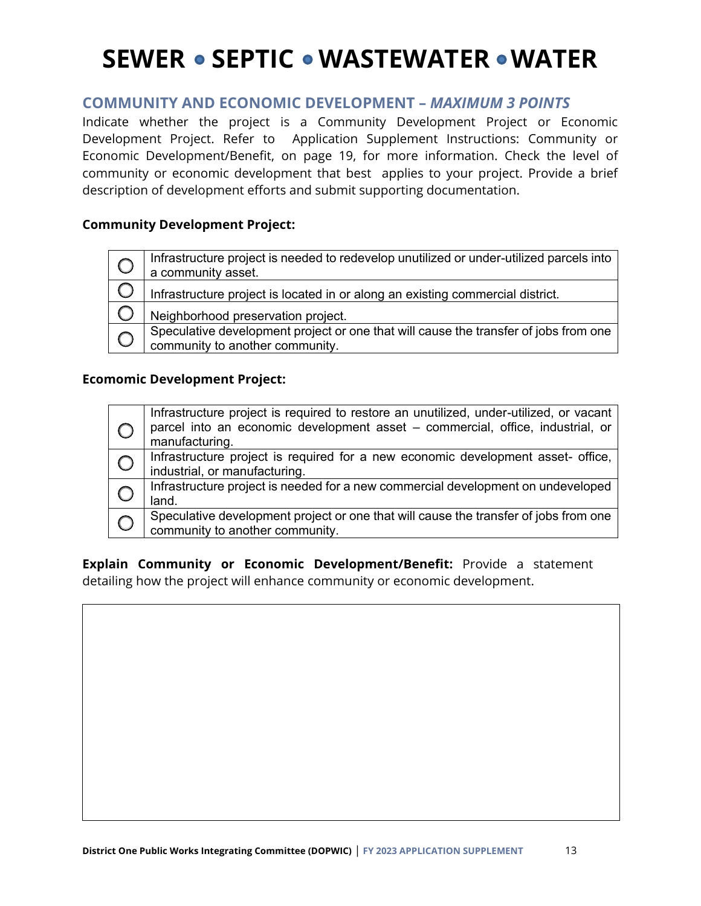# SEWER • SEPTIC • WASTEWATER • WATER

## COMMUNITY AND ECONOMIC DEVELOPMENT – *MAXIMUM 3 POINTS*

Indicate whether the project is a Community Development Project or Economic Development Project. Refer to Application Supplement Instructions: Community or Economic Development/Benefit, on page 19, for more information. Check the level of community or economic development that best applies to your project. Provide a brief description of development efforts and submit supporting documentation.

**Community Development Project:**

| | |
|---|---|
| ○ | Infrastructure project is needed to redevelop unutilized or under-utilized parcels into a community asset. |
| ○ | Infrastructure project is located in or along an existing commercial district. |
| ○ | Neighborhood preservation project. |
| ○ | Speculative development project or one that will cause the transfer of jobs from one community to another community. |

**Ecomomic Development Project:**

| | |
|---|---|
| ○ | Infrastructure project is required to restore an unutilized, under-utilized, or vacant parcel into an economic development asset – commercial, office, industrial, or manufacturing. |
| ○ | Infrastructure project is required for a new economic development asset- office, industrial, or manufacturing. |
| ○ | Infrastructure project is needed for a new commercial development on undeveloped land. |
| ○ | Speculative development project or one that will cause the transfer of jobs from one community to another community. |

**Explain Community or Economic Development/Benefit:** Provide a statement detailing how the project will enhance community or economic development.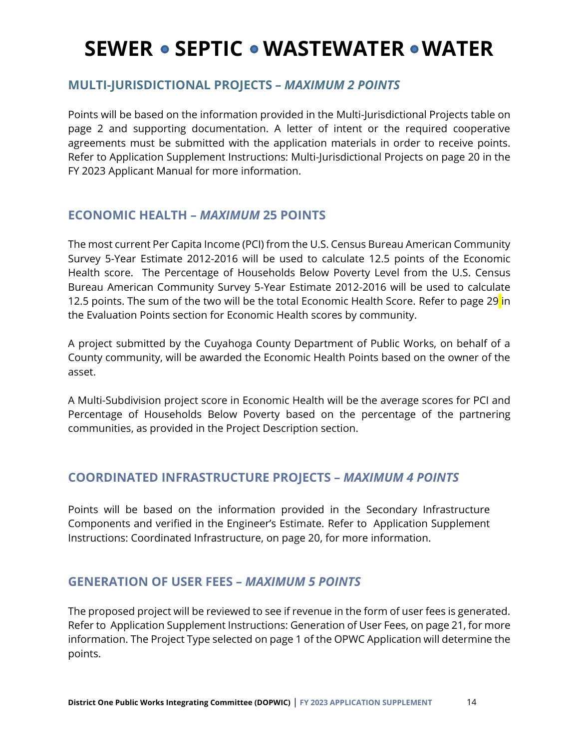# SEWER • SEPTIC • WASTEWATER • WATER

## MULTI-JURISDICTIONAL PROJECTS – *MAXIMUM 2 POINTS*

Points will be based on the information provided in the Multi-Jurisdictional Projects table on page 2 and supporting documentation. A letter of intent or the required cooperative agreements must be submitted with the application materials in order to receive points. Refer to Application Supplement Instructions: Multi-Jurisdictional Projects on page 20 in the FY 2023 Applicant Manual for more information.

## ECONOMIC HEALTH – *MAXIMUM* 25 POINTS

The most current Per Capita Income (PCI) from the U.S. Census Bureau American Community Survey 5-Year Estimate 2012-2016 will be used to calculate 12.5 points of the Economic Health score. The Percentage of Households Below Poverty Level from the U.S. Census Bureau American Community Survey 5-Year Estimate 2012-2016 will be used to calculate 12.5 points. The sum of the two will be the total Economic Health Score. Refer to page 29 in the Evaluation Points section for Economic Health scores by community.

A project submitted by the Cuyahoga County Department of Public Works, on behalf of a County community, will be awarded the Economic Health Points based on the owner of the asset.

A Multi-Subdivision project score in Economic Health will be the average scores for PCI and Percentage of Households Below Poverty based on the percentage of the partnering communities, as provided in the Project Description section.

## COORDINATED INFRASTRUCTURE PROJECTS – *MAXIMUM 4 POINTS*

Points will be based on the information provided in the Secondary Infrastructure Components and verified in the Engineer's Estimate. Refer to Application Supplement Instructions: Coordinated Infrastructure, on page 20, for more information.

## GENERATION OF USER FEES – *MAXIMUM 5 POINTS*

The proposed project will be reviewed to see if revenue in the form of user fees is generated. Refer to Application Supplement Instructions: Generation of User Fees, on page 21, for more information. The Project Type selected on page 1 of the OPWC Application will determine the points.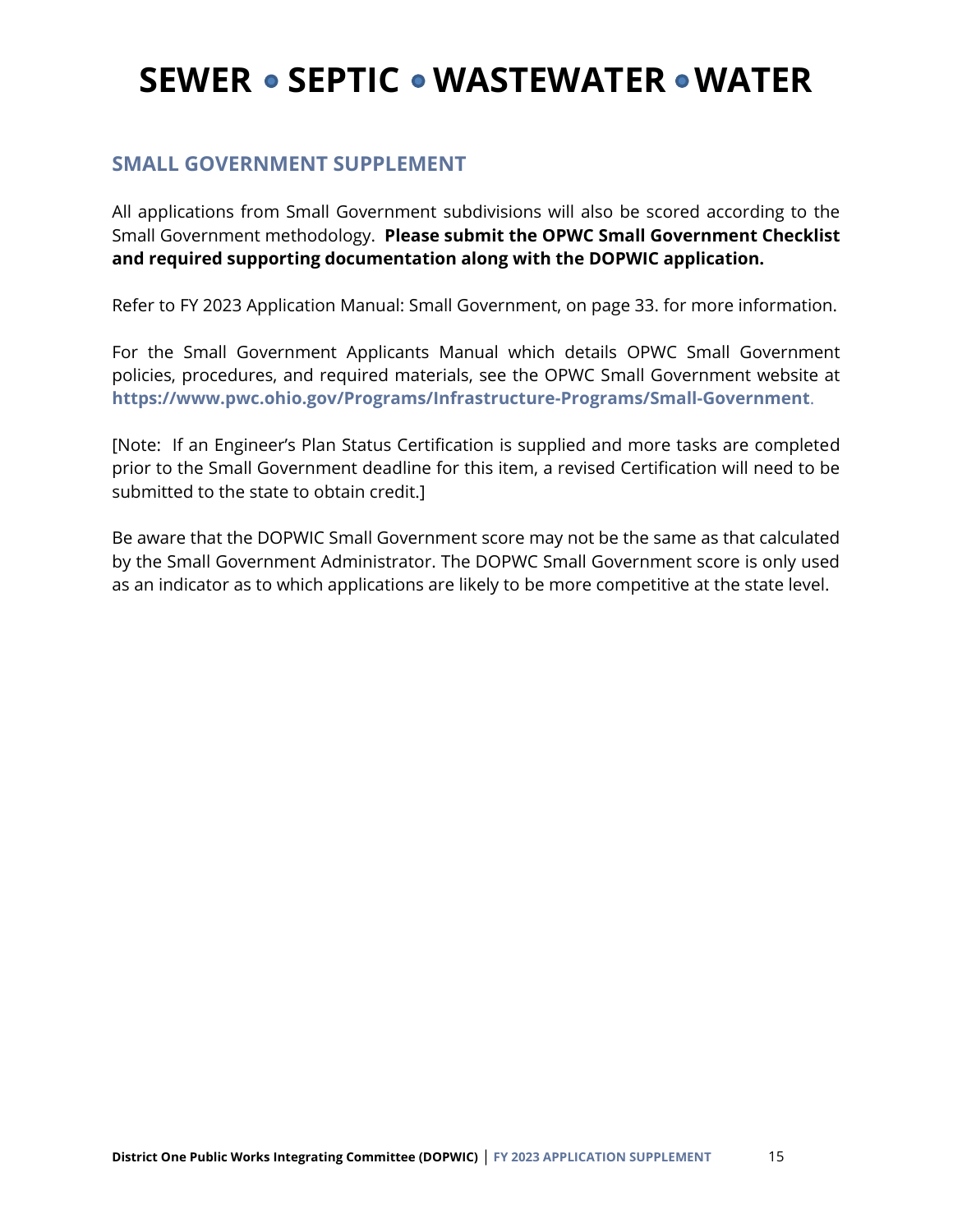# SEWER • SEPTIC • WASTEWATER • WATER

## SMALL GOVERNMENT SUPPLEMENT

All applications from Small Government subdivisions will also be scored according to the Small Government methodology. **Please submit the OPWC Small Government Checklist and required supporting documentation along with the DOPWIC application.**

Refer to FY 2023 Application Manual: Small Government, on page 33. for more information.

For the Small Government Applicants Manual which details OPWC Small Government policies, procedures, and required materials, see the OPWC Small Government website at **https://www.pwc.ohio.gov/Programs/Infrastructure-Programs/Small-Government**.

[Note: If an Engineer's Plan Status Certification is supplied and more tasks are completed prior to the Small Government deadline for this item, a revised Certification will need to be submitted to the state to obtain credit.]

Be aware that the DOPWIC Small Government score may not be the same as that calculated by the Small Government Administrator. The DOPWC Small Government score is only used as an indicator as to which applications are likely to be more competitive at the state level.